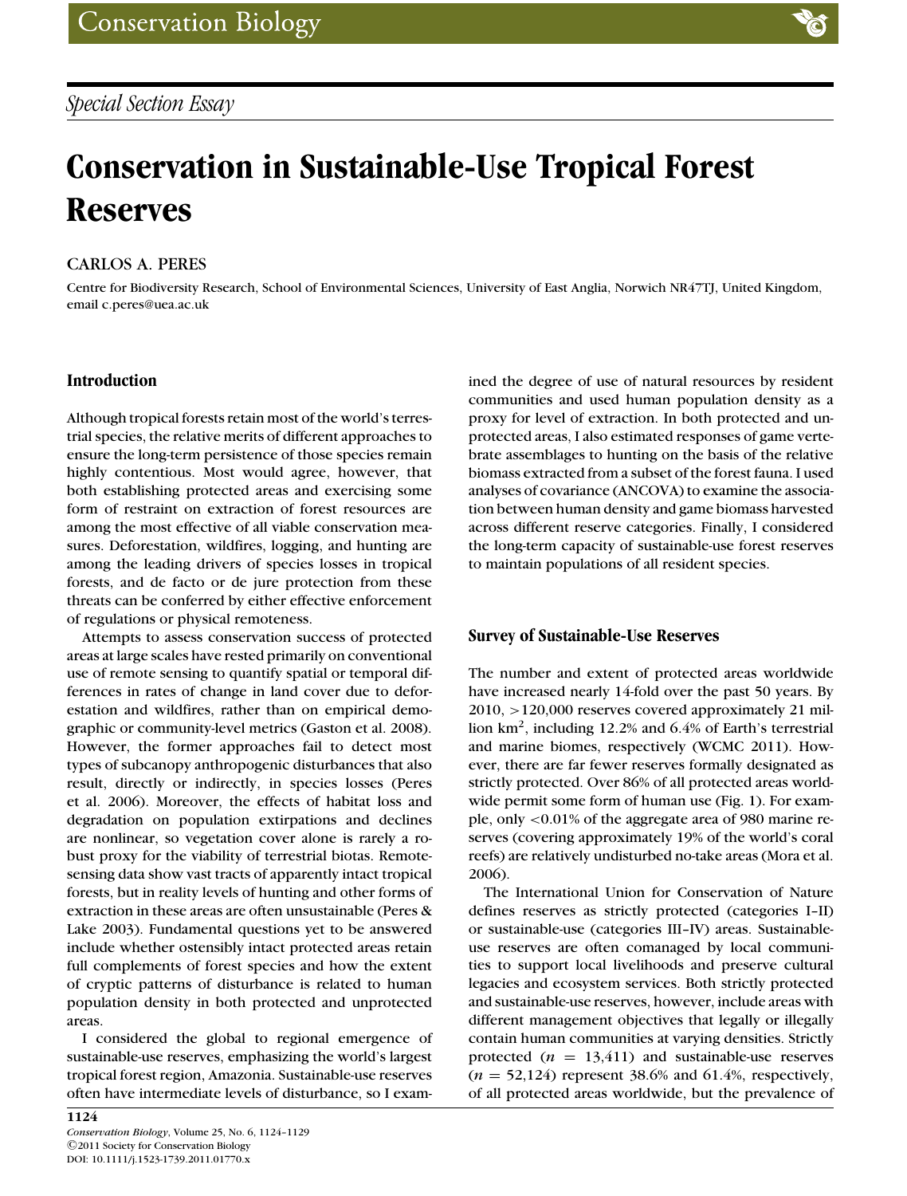*Special Section Essay*

# Conservation in Sustainable-Use Tropical Forest Reserves

CARLOS A. PERES

Centre for Biodiversity Research, School of Environmental Sciences, University of East Anglia, Norwich NR47TJ, United Kingdom, email c.peres@uea.ac.uk

## Introduction

Although tropical forests retain most of the world's terrestrial species, the relative merits of different approaches to ensure the long-term persistence of those species remain highly contentious. Most would agree, however, that both establishing protected areas and exercising some form of restraint on extraction of forest resources are among the most effective of all viable conservation measures. Deforestation, wildfires, logging, and hunting are among the leading drivers of species losses in tropical forests, and de facto or de jure protection from these threats can be conferred by either effective enforcement of regulations or physical remoteness.

Attempts to assess conservation success of protected areas at large scales have rested primarily on conventional use of remote sensing to quantify spatial or temporal differences in rates of change in land cover due to deforestation and wildfires, rather than on empirical demographic or community-level metrics (Gaston et al. 2008). However, the former approaches fail to detect most types of subcanopy anthropogenic disturbances that also result, directly or indirectly, in species losses (Peres et al. 2006). Moreover, the effects of habitat loss and degradation on population extirpations and declines are nonlinear, so vegetation cover alone is rarely a robust proxy for the viability of terrestrial biotas. Remote-sensing data show vast tracts of apparently intact tropical forests, but in reality levels of hunting and other forms of extraction in these areas are often unsustainable (Peres & Lake 2003). Fundamental questions yet to be answered include whether ostensibly intact protected areas retain full complements of forest species and how the extent of cryptic patterns of disturbance is related to human population density in both protected and unprotected areas.

I considered the global to regional emergence of sustainable-use reserves, emphasizing the world's largest tropical forest region, Amazonia. Sustainable-use reserves often have intermediate levels of disturbance, so I examined the degree of use of natural resources by resident communities and used human population density as a proxy for level of extraction. In both protected and unprotected areas, I also estimated responses of game vertebrate assemblages to hunting on the basis of the relative biomass extracted from a subset of the forest fauna. I used analyses of covariance (ANCOVA) to examine the association between human density and game biomass harvested across different reserve categories. Finally, I considered the long-term capacity of sustainable-use forest reserves to maintain populations of all resident species.

## Survey of Sustainable-Use Reserves

The number and extent of protected areas worldwide have increased nearly 14-fold over the past 50 years. By 2010, >120,000 reserves covered approximately 21 million km$^2$, including 12.2% and 6.4% of Earth's terrestrial and marine biomes, respectively (WCMC 2011). However, there are far fewer reserves formally designated as strictly protected. Over 86% of all protected areas worldwide permit some form of human use (Fig. 1). For example, only <0.01% of the aggregate area of 980 marine reserves (covering approximately 19% of the world's coral reefs) are relatively undisturbed no-take areas (Mora et al. 2006).

The International Union for Conservation of Nature defines reserves as strictly protected (categories I–II) or sustainable-use (categories III–IV) areas. Sustainable-use reserves are often comanaged by local communities to support local livelihoods and preserve cultural legacies and ecosystem services. Both strictly protected and sustainable-use reserves, however, include areas with different management objectives that legally or illegally contain human communities at varying densities. Strictly protected ($n$ = 13,411) and sustainable-use reserves ($n$ = 52,124) represent 38.6% and 61.4%, respectively, of all protected areas worldwide, but the prevalence of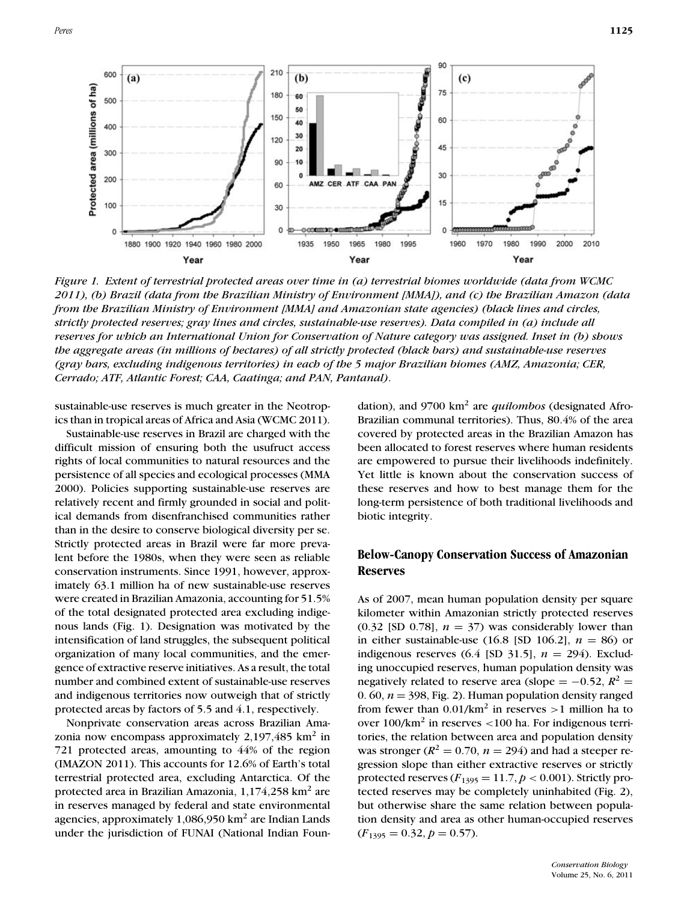(a)

Protected area (millions of ha)

600
500
400
300
200
100
0

1880 1900 1920 1940 1960 1980 2000

Year

(b)

210
180
150
120
90
60
30
0

60
50
40
30
20
10
0

AMZ CER ATF CAA PAN

1935 1950 1965 1980 1995

Year

(c)

90
75
60
45
30
15
0

1960 1970 1980 1990 2000 2010

Year

*Figure 1. Extent of terrestrial protected areas over time in (a) terrestrial biomes worldwide (data from WCMC 2011), (b) Brazil (data from the Brazilian Ministry of Environment [MMA]), and (c) the Brazilian Amazon (data from the Brazilian Ministry of Environment [MMA] and Amazonian state agencies) (black lines and circles, strictly protected reserves; gray lines and circles, sustainable-use reserves). Data compiled in (a) include all reserves for which an International Union for Conservation of Nature category was assigned. Inset in (b) shows the aggregate areas (in millions of hectares) of all strictly protected (black bars) and sustainable-use reserves (gray bars, excluding indigenous territories) in each of the 5 major Brazilian biomes (AMZ, Amazonia; CER, Cerrado; ATF, Atlantic Forest; CAA, Caatinga; and PAN, Pantanal).*

sustainable-use reserves is much greater in the Neotropics than in tropical areas of Africa and Asia (WCMC 2011).

Sustainable-use reserves in Brazil are charged with the difficult mission of ensuring both the usufruct access rights of local communities to natural resources and the persistence of all species and ecological processes (MMA 2000). Policies supporting sustainable-use reserves are relatively recent and firmly grounded in social and political demands from disenfranchised communities rather than in the desire to conserve biological diversity per se. Strictly protected areas in Brazil were far more prevalent before the 1980s, when they were seen as reliable conservation instruments. Since 1991, however, approximately 63.1 million ha of new sustainable-use reserves were created in Brazilian Amazonia, accounting for 51.5% of the total designated protected area excluding indigenous lands (Fig. 1). Designation was motivated by the intensification of land struggles, the subsequent political organization of many local communities, and the emergence of extractive reserve initiatives. As a result, the total number and combined extent of sustainable-use reserves and indigenous territories now outweigh that of strictly protected areas by factors of 5.5 and 4.1, respectively.

Nonprivate conservation areas across Brazilian Amazonia now encompass approximately 2,197,485 km$^2$ in 721 protected areas, amounting to 44% of the region (IMAZON 2011). This accounts for 12.6% of Earth's total terrestrial protected area, excluding Antarctica. Of the protected area in Brazilian Amazonia, 1,174,258 km$^2$ are in reserves managed by federal and state environmental agencies, approximately 1,086,950 km$^2$ are Indian Lands under the jurisdiction of FUNAI (National Indian Foundation), and 9700 km$^2$ are *quilombos* (designated Afro-Brazilian communal territories). Thus, 80.4% of the area covered by protected areas in the Brazilian Amazon has been allocated to forest reserves where human residents are empowered to pursue their livelihoods indefinitely. Yet little is known about the conservation success of these reserves and how to best manage them for the long-term persistence of both traditional livelihoods and biotic integrity.

## Below-Canopy Conservation Success of Amazonian Reserves

As of 2007, mean human population density per square kilometer within Amazonian strictly protected reserves (0.32 [SD 0.78], $n = 37$) was considerably lower than in either sustainable-use (16.8 [SD 106.2], $n = 86$) or indigenous reserves (6.4 [SD 31.5], $n = 294$). Excluding unoccupied reserves, human population density was negatively related to reserve area (slope = −0.52, $R^2 = 0.60$, $n = 398$, Fig. 2). Human population density ranged from fewer than 0.01/km$^2$ in reserves >1 million ha to over 100/km$^2$ in reserves <100 ha. For indigenous territories, the relation between area and population density was stronger ($R^2 = 0.70$, $n = 294$) and had a steeper regression slope than either extractive reserves or strictly protected reserves ($F_{1395} = 11.7$, $p < 0.001$). Strictly protected reserves may be completely uninhabited (Fig. 2), but otherwise share the same relation between population density and area as other human-occupied reserves ($F_{1395} = 0.32$, $p = 0.57$).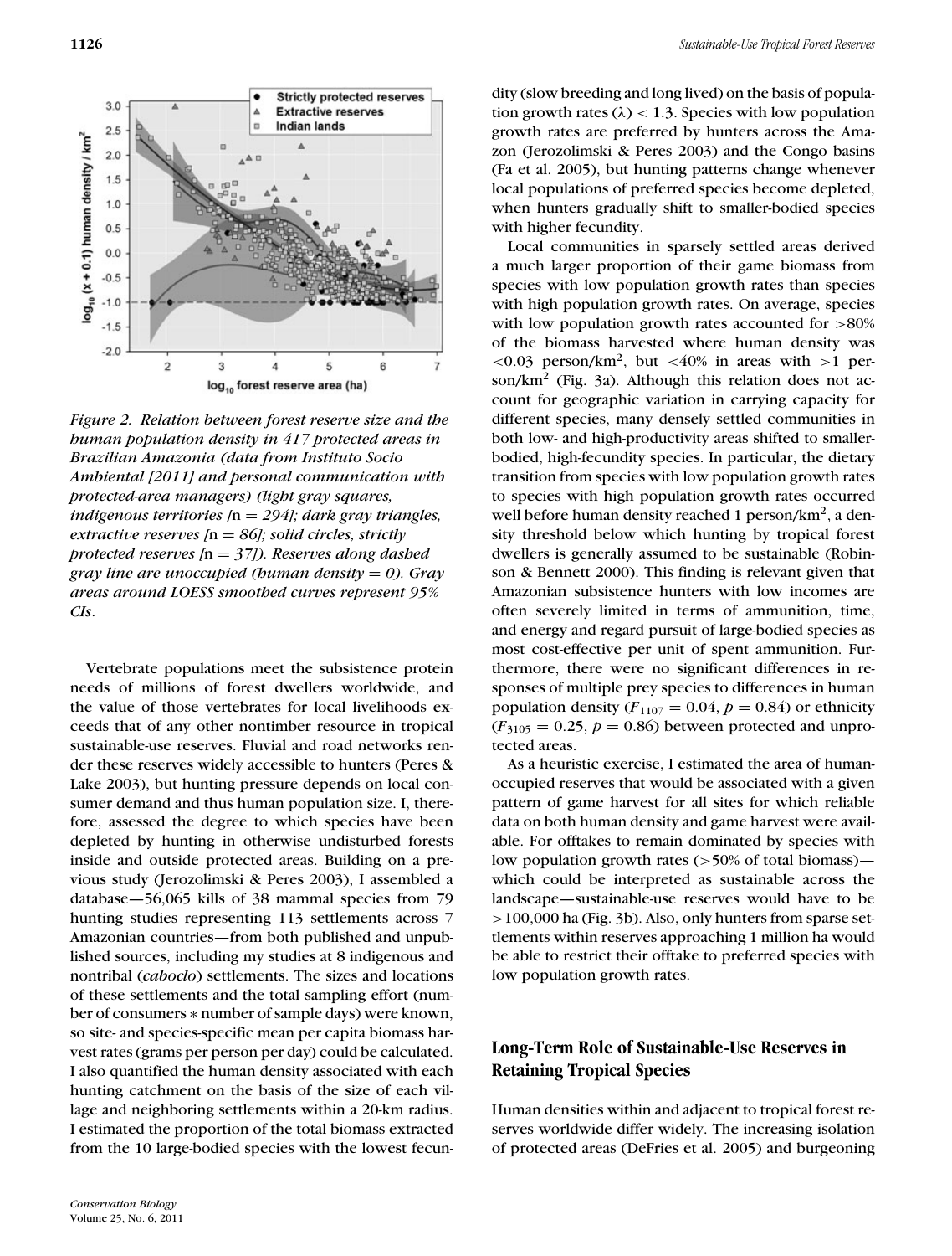Strictly protected reserves
Extractive reserves
Indian lands

3.0
2.5
2.0
1.5
1.0
0.5
0.0
-0.5
-1.0
-1.5
-2.0

$\log_{10}$ (x + 0.1) human density / km$^2$

2 3 4 5 6 7

$\log_{10}$ forest reserve area (ha)

*Figure 2. Relation between forest reserve size and the human population density in 417 protected areas in Brazilian Amazonia (data from Instituto Socio Ambiental [2011] and personal communication with protected-area managers) (light gray squares, indigenous territories [*n *= 294]; dark gray triangles, extractive reserves [*n *= 86]; solid circles, strictly protected reserves [*n *= 37]). Reserves along dashed gray line are unoccupied (human density = 0). Gray areas around LOESS smoothed curves represent 95% CIs.*

Vertebrate populations meet the subsistence protein needs of millions of forest dwellers worldwide, and the value of those vertebrates for local livelihoods exceeds that of any other nontimber resource in tropical sustainable-use reserves. Fluvial and road networks render these reserves widely accessible to hunters (Peres & Lake 2003), but hunting pressure depends on local consumer demand and thus human population size. I, therefore, assessed the degree to which species have been depleted by hunting in otherwise undisturbed forests inside and outside protected areas. Building on a previous study (Jerozolimski & Peres 2003), I assembled a database—56,065 kills of 38 mammal species from 79 hunting studies representing 113 settlements across 7 Amazonian countries—from both published and unpublished sources, including my studies at 8 indigenous and nontribal (*caboclo*) settlements. The sizes and locations of these settlements and the total sampling effort (number of consumers * number of sample days) were known, so site- and species-specific mean per capita biomass harvest rates (grams per person per day) could be calculated. I also quantified the human density associated with each hunting catchment on the basis of the size of each village and neighboring settlements within a 20-km radius. I estimated the proportion of the total biomass extracted from the 10 large-bodied species with the lowest fecundity (slow breeding and long lived) on the basis of population growth rates ($\lambda$) < 1.3. Species with low population growth rates are preferred by hunters across the Amazon (Jerozolimski & Peres 2003) and the Congo basins (Fa et al. 2005), but hunting patterns change whenever local populations of preferred species become depleted, when hunters gradually shift to smaller-bodied species with higher fecundity.

Local communities in sparsely settled areas derived a much larger proportion of their game biomass from species with low population growth rates than species with high population growth rates. On average, species with low population growth rates accounted for >80% of the biomass harvested where human density was <0.03 person/km$^2$, but <40% in areas with >1 person/km$^2$ (Fig. 3a). Although this relation does not account for geographic variation in carrying capacity for different species, many densely settled communities in both low- and high-productivity areas shifted to smaller-bodied, high-fecundity species. In particular, the dietary transition from species with low population growth rates to species with high population growth rates occurred well before human density reached 1 person/km$^2$, a density threshold below which hunting by tropical forest dwellers is generally assumed to be sustainable (Robinson & Bennett 2000). This finding is relevant given that Amazonian subsistence hunters with low incomes are often severely limited in terms of ammunition, time, and energy and regard pursuit of large-bodied species as most cost-effective per unit of spent ammunition. Furthermore, there were no significant differences in responses of multiple prey species to differences in human population density ($F_{1107} = 0.04$, $p = 0.84$) or ethnicity ($F_{3105} = 0.25$, $p = 0.86$) between protected and unprotected areas.

As a heuristic exercise, I estimated the area of human-occupied reserves that would be associated with a given pattern of game harvest for all sites for which reliable data on both human density and game harvest were available. For offtakes to remain dominated by species with low population growth rates (>50% of total biomass)—which could be interpreted as sustainable across the landscape—sustainable-use reserves would have to be >100,000 ha (Fig. 3b). Also, only hunters from sparse settlements within reserves approaching 1 million ha would be able to restrict their offtake to preferred species with low population growth rates.

## Long-Term Role of Sustainable-Use Reserves in Retaining Tropical Species

Human densities within and adjacent to tropical forest reserves worldwide differ widely. The increasing isolation of protected areas (DeFries et al. 2005) and burgeoning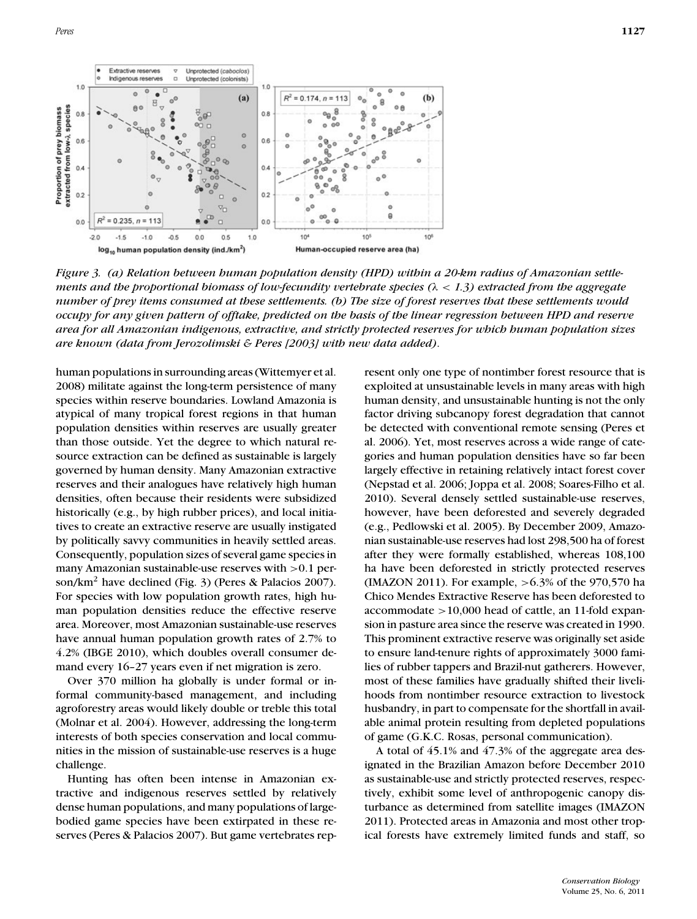Extractive reserves
Indigenous reserves
Unprotected (*caboclos*)
Unprotected (colonists)

(a)

Proportion of prey biomass extracted from low-λ species

1.0
0.8
0.6
0.4
0.2
0.0

$R^2 = 0.235$, $n = 113$

-2.0 -1.5 -1.0 -0.5 0.0 0.5 1.0

$\log_{10}$ human population density (ind./km$^2$)

(b)

$R^2 = 0.174$, $n = 113$

1.0
0.8
0.6
0.4
0.2
0.0

$10^4$ $10^5$ $10^6$

Human-occupied reserve area (ha)

*Figure 3. (a) Relation between human population density (HPD) within a 20-km radius of Amazonian settlements and the proportional biomass of low-fecundity vertebrate species (λ < 1.3) extracted from the aggregate number of prey items consumed at these settlements. (b) The size of forest reserves that these settlements would occupy for any given pattern of offtake, predicted on the basis of the linear regression between HPD and reserve area for all Amazonian indigenous, extractive, and strictly protected reserves for which human population sizes are known (data from Jerozolimski & Peres [2003] with new data added).*

human populations in surrounding areas (Wittemyer et al. 2008) militate against the long-term persistence of many species within reserve boundaries. Lowland Amazonia is atypical of many tropical forest regions in that human population densities within reserves are usually greater than those outside. Yet the degree to which natural resource extraction can be defined as sustainable is largely governed by human density. Many Amazonian extractive reserves and their analogues have relatively high human densities, often because their residents were subsidized historically (e.g., by high rubber prices), and local initiatives to create an extractive reserve are usually instigated by politically savvy communities in heavily settled areas. Consequently, population sizes of several game species in many Amazonian sustainable-use reserves with >0.1 person/km$^2$ have declined (Fig. 3) (Peres & Palacios 2007). For species with low population growth rates, high human population densities reduce the effective reserve area. Moreover, most Amazonian sustainable-use reserves have annual human population growth rates of 2.7% to 4.2% (IBGE 2010), which doubles overall consumer demand every 16–27 years even if net migration is zero.

Over 370 million ha globally is under formal or informal community-based management, and including agroforestry areas would likely double or treble this total (Molnar et al. 2004). However, addressing the long-term interests of both species conservation and local communities in the mission of sustainable-use reserves is a huge challenge.

Hunting has often been intense in Amazonian extractive and indigenous reserves settled by relatively dense human populations, and many populations of large-bodied game species have been extirpated in these reserves (Peres & Palacios 2007). But game vertebrates represent only one type of nontimber forest resource that is exploited at unsustainable levels in many areas with high human density, and unsustainable hunting is not the only factor driving subcanopy forest degradation that cannot be detected with conventional remote sensing (Peres et al. 2006). Yet, most reserves across a wide range of categories and human population densities have so far been largely effective in retaining relatively intact forest cover (Nepstad et al. 2006; Joppa et al. 2008; Soares-Filho et al. 2010). Several densely settled sustainable-use reserves, however, have been deforested and severely degraded (e.g., Pedlowski et al. 2005). By December 2009, Amazonian sustainable-use reserves had lost 298,500 ha of forest after they were formally established, whereas 108,100 ha have been deforested in strictly protected reserves (IMAZON 2011). For example, >6.3% of the 970,570 ha Chico Mendes Extractive Reserve has been deforested to accommodate >10,000 head of cattle, an 11-fold expansion in pasture area since the reserve was created in 1990. This prominent extractive reserve was originally set aside to ensure land-tenure rights of approximately 3000 families of rubber tappers and Brazil-nut gatherers. However, most of these families have gradually shifted their livelihoods from nontimber resource extraction to livestock husbandry, in part to compensate for the shortfall in available animal protein resulting from depleted populations of game (G.K.C. Rosas, personal communication).

A total of 45.1% and 47.3% of the aggregate area designated in the Brazilian Amazon before December 2010 as sustainable-use and strictly protected reserves, respectively, exhibit some level of anthropogenic canopy disturbance as determined from satellite images (IMAZON 2011). Protected areas in Amazonia and most other tropical forests have extremely limited funds and staff, so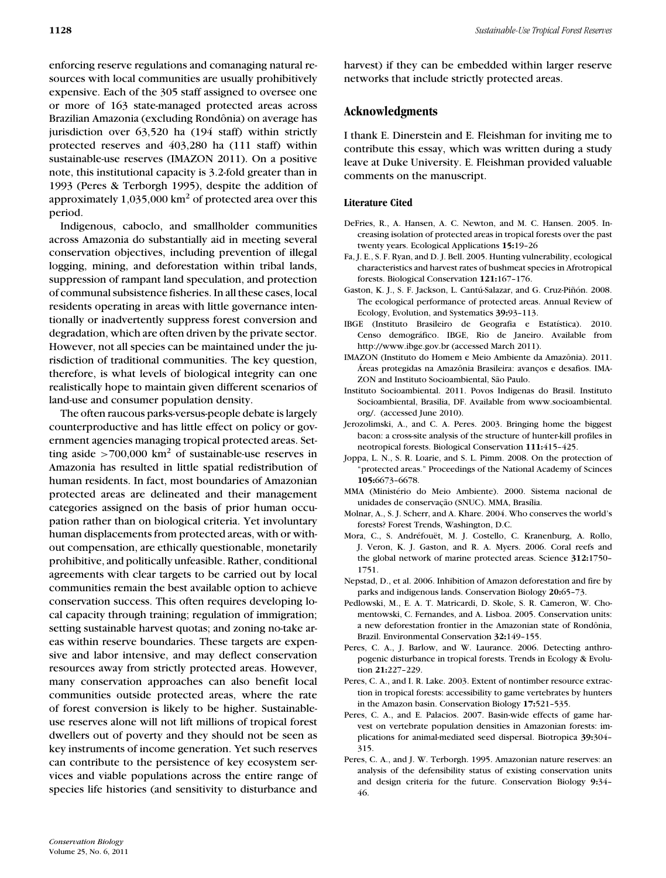enforcing reserve regulations and comanaging natural resources with local communities are usually prohibitively expensive. Each of the 305 staff assigned to oversee one or more of 163 state-managed protected areas across Brazilian Amazonia (excluding Rondônia) on average has jurisdiction over 63,520 ha (194 staff) within strictly protected reserves and 403,280 ha (111 staff) within sustainable-use reserves (IMAZON 2011). On a positive note, this institutional capacity is 3.2-fold greater than in 1993 (Peres & Terborgh 1995), despite the addition of approximately 1,035,000 km$^2$ of protected area over this period.

Indigenous, caboclo, and smallholder communities across Amazonia do substantially aid in meeting several conservation objectives, including prevention of illegal logging, mining, and deforestation within tribal lands, suppression of rampant land speculation, and protection of communal subsistence fisheries. In all these cases, local residents operating in areas with little governance intentionally or inadvertently suppress forest conversion and degradation, which are often driven by the private sector. However, not all species can be maintained under the jurisdiction of traditional communities. The key question, therefore, is what levels of biological integrity can one realistically hope to maintain given different scenarios of land-use and consumer population density.

The often raucous parks-versus-people debate is largely counterproductive and has little effect on policy or government agencies managing tropical protected areas. Setting aside >700,000 km$^2$ of sustainable-use reserves in Amazonia has resulted in little spatial redistribution of human residents. In fact, most boundaries of Amazonian protected areas are delineated and their management categories assigned on the basis of prior human occupation rather than on biological criteria. Yet involuntary human displacements from protected areas, with or without compensation, are ethically questionable, monetarily prohibitive, and politically unfeasible. Rather, conditional agreements with clear targets to be carried out by local communities remain the best available option to achieve conservation success. This often requires developing local capacity through training; regulation of immigration; setting sustainable harvest quotas; and zoning no-take areas within reserve boundaries. These targets are expensive and labor intensive, and may deflect conservation resources away from strictly protected areas. However, many conservation approaches can also benefit local communities outside protected areas, where the rate of forest conversion is likely to be higher. Sustainable-use reserves alone will not lift millions of tropical forest dwellers out of poverty and they should not be seen as key instruments of income generation. Yet such reserves can contribute to the persistence of key ecosystem services and viable populations across the entire range of species life histories (and sensitivity to disturbance and harvest) if they can be embedded within larger reserve networks that include strictly protected areas.

## Acknowledgments

I thank E. Dinerstein and E. Fleishman for inviting me to contribute this essay, which was written during a study leave at Duke University. E. Fleishman provided valuable comments on the manuscript.

### Literature Cited

DeFries, R., A. Hansen, A. C. Newton, and M. C. Hansen. 2005. Increasing isolation of protected areas in tropical forests over the past twenty years. Ecological Applications **15:**19–26

Fa, J. E., S. F. Ryan, and D. J. Bell. 2005. Hunting vulnerability, ecological characteristics and harvest rates of bushmeat species in Afrotropical forests. Biological Conservation **121:**167–176.

Gaston, K. J., S. F. Jackson, L. Cantú-Salazar, and G. Cruz-Piñón. 2008. The ecological performance of protected areas. Annual Review of Ecology, Evolution, and Systematics **39:**93–113.

IBGE (Instituto Brasileiro de Geografia e Estatística). 2010. Censo demográfico. IBGE, Rio de Janeiro. Available from http://www.ibge.gov.br (accessed March 2011).

IMAZON (Instituto do Homem e Meio Ambiente da Amazônia). 2011. Áreas protegidas na Amazônia Brasileira: avanços e desafios. IMAZON and Instituto Socioambiental, São Paulo.

Instituto Socioambiental. 2011. Povos Indigenas do Brasil. Instituto Socioambiental, Brasilia, DF. Available from www.socioambiental.org/. (accessed June 2010).

Jerozolimski, A., and C. A. Peres. 2003. Bringing home the biggest bacon: a cross-site analysis of the structure of hunter-kill profiles in neotropical forests. Biological Conservation **111:**415–425.

Joppa, L. N., S. R. Loarie, and S. L. Pimm. 2008. On the protection of "protected areas." Proceedings of the National Academy of Scinces **105:**6673–6678.

MMA (Ministério do Meio Ambiente). 2000. Sistema nacional de unidades de conservação (SNUC). MMA, Brasília.

Molnar, A., S. J. Scherr, and A. Khare. 2004. Who conserves the world's forests? Forest Trends, Washington, D.C.

Mora, C., S. Andréfouët, M. J. Costello, C. Kranenburg, A. Rollo, J. Veron, K. J. Gaston, and R. A. Myers. 2006. Coral reefs and the global network of marine protected areas. Science **312:**1750–1751.

Nepstad, D., et al. 2006. Inhibition of Amazon deforestation and fire by parks and indigenous lands. Conservation Biology **20:**65–73.

Pedlowski, M., E. A. T. Matricardi, D. Skole, S. R. Cameron, W. Chomentowski, C. Fernandes, and A. Lisboa. 2005. Conservation units: a new deforestation frontier in the Amazonian state of Rondônia, Brazil. Environmental Conservation **32:**149–155.

Peres, C. A., J. Barlow, and W. Laurance. 2006. Detecting anthropogenic disturbance in tropical forests. Trends in Ecology & Evolution **21:**227–229.

Peres, C. A., and I. R. Lake. 2003. Extent of nontimber resource extraction in tropical forests: accessibility to game vertebrates by hunters in the Amazon basin. Conservation Biology **17:**521–535.

Peres, C. A., and E. Palacios. 2007. Basin-wide effects of game harvest on vertebrate population densities in Amazonian forests: implications for animal-mediated seed dispersal. Biotropica **39:**304–315.

Peres, C. A., and J. W. Terborgh. 1995. Amazonian nature reserves: an analysis of the defensibility status of existing conservation units and design criteria for the future. Conservation Biology **9:**34–46.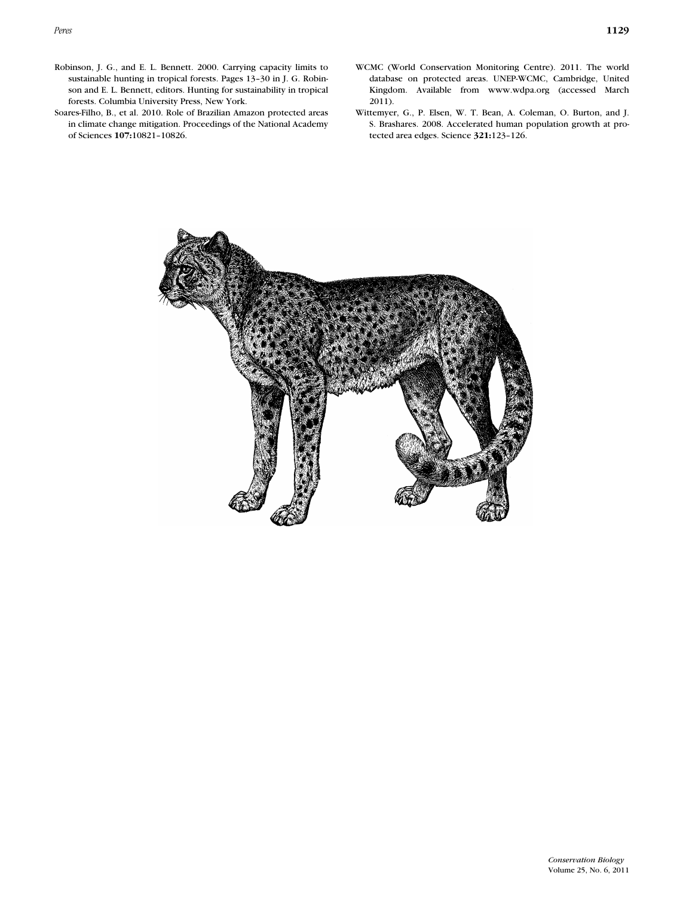Robinson, J. G., and E. L. Bennett. 2000. Carrying capacity limits to sustainable hunting in tropical forests. Pages 13–30 in J. G. Robinson and E. L. Bennett, editors. Hunting for sustainability in tropical forests. Columbia University Press, New York.

Soares-Filho, B., et al. 2010. Role of Brazilian Amazon protected areas in climate change mitigation. Proceedings of the National Academy of Sciences **107:**10821–10826.

WCMC (World Conservation Monitoring Centre). 2011. The world database on protected areas. UNEP-WCMC, Cambridge, United Kingdom. Available from www.wdpa.org (accessed March 2011).

Wittemyer, G., P. Elsen, W. T. Bean, A. Coleman, O. Burton, and J. S. Brashares. 2008. Accelerated human population growth at protected area edges. Science **321:**123–126.